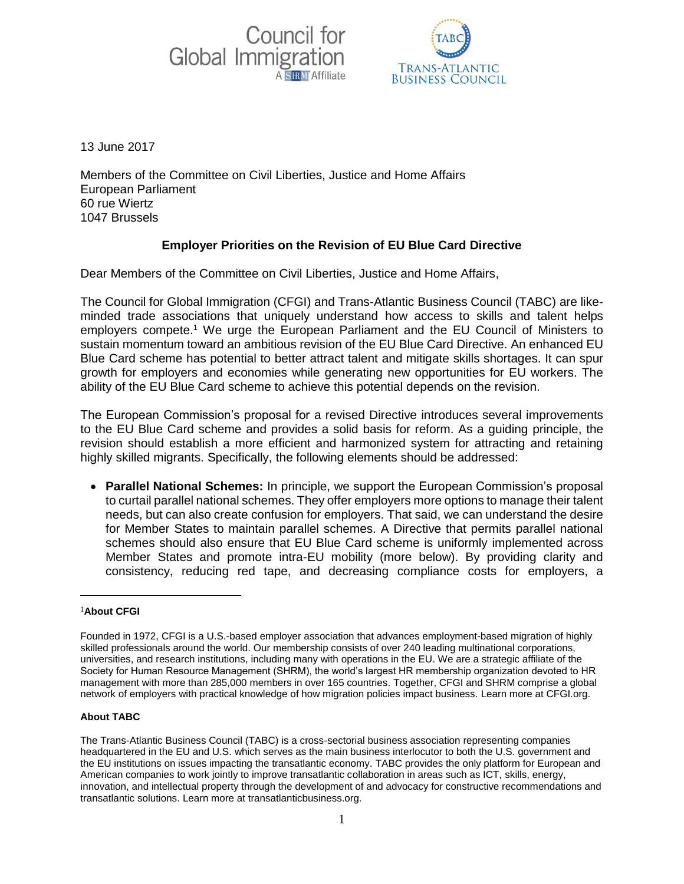Council for Global Immigration — A SHRM Affiliate

TRANS-ATLANTIC BUSINESS COUNCIL

13 June 2017

Members of the Committee on Civil Liberties, Justice and Home Affairs
European Parliament
60 rue Wiertz
1047 Brussels

**Employer Priorities on the Revision of EU Blue Card Directive**

Dear Members of the Committee on Civil Liberties, Justice and Home Affairs,

The Council for Global Immigration (CFGI) and Trans-Atlantic Business Council (TABC) are like-minded trade associations that uniquely understand how access to skills and talent helps employers compete.[1] We urge the European Parliament and the EU Council of Ministers to sustain momentum toward an ambitious revision of the EU Blue Card Directive. An enhanced EU Blue Card scheme has potential to better attract talent and mitigate skills shortages. It can spur growth for employers and economies while generating new opportunities for EU workers. The ability of the EU Blue Card scheme to achieve this potential depends on the revision.

The European Commission's proposal for a revised Directive introduces several improvements to the EU Blue Card scheme and provides a solid basis for reform. As a guiding principle, the revision should establish a more efficient and harmonized system for attracting and retaining highly skilled migrants. Specifically, the following elements should be addressed:

- **Parallel National Schemes:** In principle, we support the European Commission's proposal to curtail parallel national schemes. They offer employers more options to manage their talent needs, but can also create confusion for employers. That said, we can understand the desire for Member States to maintain parallel schemes. A Directive that permits parallel national schemes should also ensure that EU Blue Card scheme is uniformly implemented across Member States and promote intra-EU mobility (more below). By providing clarity and consistency, reducing red tape, and decreasing compliance costs for employers, a

---

[1]**About CFGI**

Founded in 1972, CFGI is a U.S.-based employer association that advances employment-based migration of highly skilled professionals around the world. Our membership consists of over 240 leading multinational corporations, universities, and research institutions, including many with operations in the EU. We are a strategic affiliate of the Society for Human Resource Management (SHRM), the world's largest HR membership organization devoted to HR management with more than 285,000 members in over 165 countries. Together, CFGI and SHRM comprise a global network of employers with practical knowledge of how migration policies impact business. Learn more at CFGI.org.

**About TABC**

The Trans-Atlantic Business Council (TABC) is a cross-sectorial business association representing companies headquartered in the EU and U.S. which serves as the main business interlocutor to both the U.S. government and the EU institutions on issues impacting the transatlantic economy. TABC provides the only platform for European and American companies to work jointly to improve transatlantic collaboration in areas such as ICT, skills, energy, innovation, and intellectual property through the development of and advocacy for constructive recommendations and transatlantic solutions. Learn more at transatlanticbusiness.org.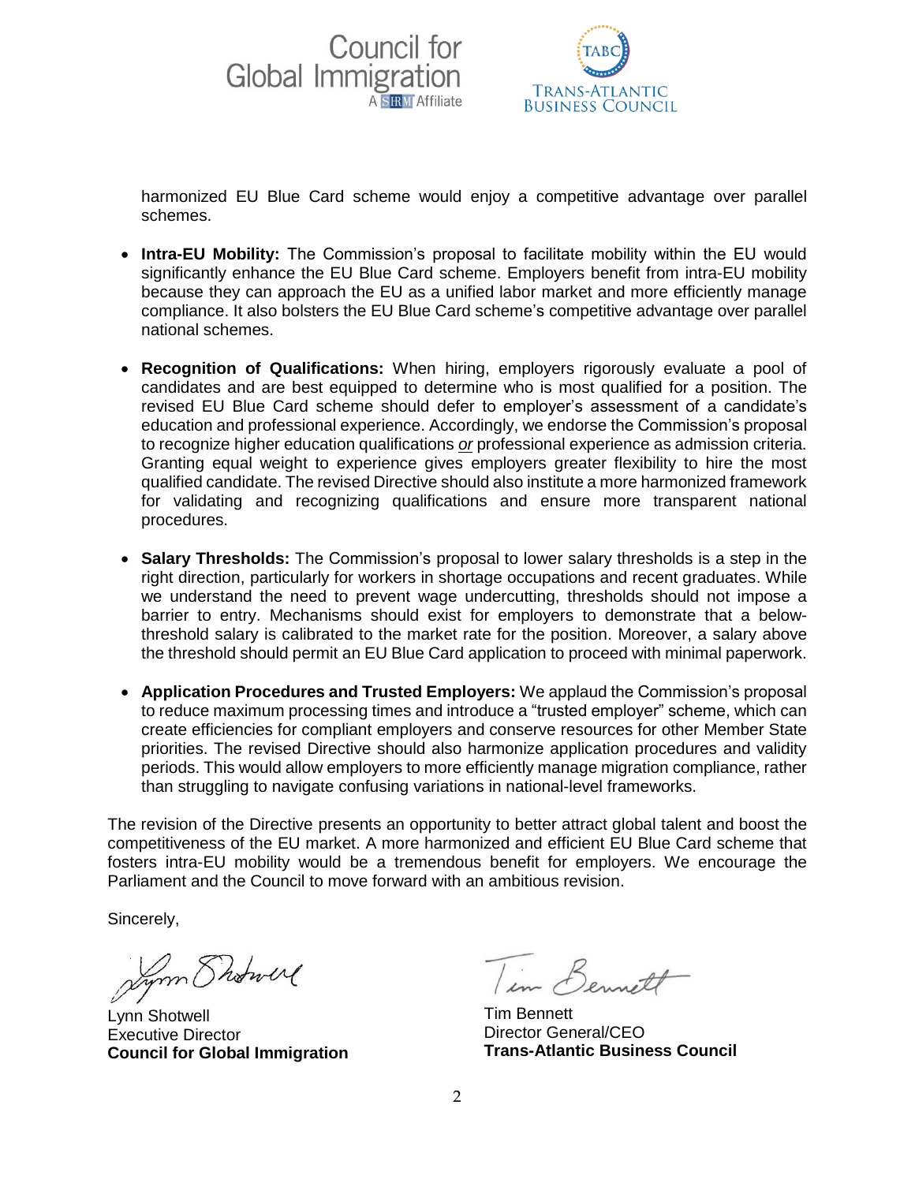harmonized EU Blue Card scheme would enjoy a competitive advantage over parallel schemes.

- **Intra-EU Mobility:** The Commission's proposal to facilitate mobility within the EU would significantly enhance the EU Blue Card scheme. Employers benefit from intra-EU mobility because they can approach the EU as a unified labor market and more efficiently manage compliance. It also bolsters the EU Blue Card scheme's competitive advantage over parallel national schemes.

- **Recognition of Qualifications:** When hiring, employers rigorously evaluate a pool of candidates and are best equipped to determine who is most qualified for a position. The revised EU Blue Card scheme should defer to employer's assessment of a candidate's education and professional experience. Accordingly, we endorse the Commission's proposal to recognize higher education qualifications *or* professional experience as admission criteria. Granting equal weight to experience gives employers greater flexibility to hire the most qualified candidate. The revised Directive should also institute a more harmonized framework for validating and recognizing qualifications and ensure more transparent national procedures.

- **Salary Thresholds:** The Commission's proposal to lower salary thresholds is a step in the right direction, particularly for workers in shortage occupations and recent graduates. While we understand the need to prevent wage undercutting, thresholds should not impose a barrier to entry. Mechanisms should exist for employers to demonstrate that a below-threshold salary is calibrated to the market rate for the position. Moreover, a salary above the threshold should permit an EU Blue Card application to proceed with minimal paperwork.

- **Application Procedures and Trusted Employers:** We applaud the Commission's proposal to reduce maximum processing times and introduce a "trusted employer" scheme, which can create efficiencies for compliant employers and conserve resources for other Member State priorities. The revised Directive should also harmonize application procedures and validity periods. This would allow employers to more efficiently manage migration compliance, rather than struggling to navigate confusing variations in national-level frameworks.

The revision of the Directive presents an opportunity to better attract global talent and boost the competitiveness of the EU market. A more harmonized and efficient EU Blue Card scheme that fosters intra-EU mobility would be a tremendous benefit for employers. We encourage the Parliament and the Council to move forward with an ambitious revision.

Sincerely,

Lynn Shotwell
Executive Director
**Council for Global Immigration**

Tim Bennett
Director General/CEO
**Trans-Atlantic Business Council**